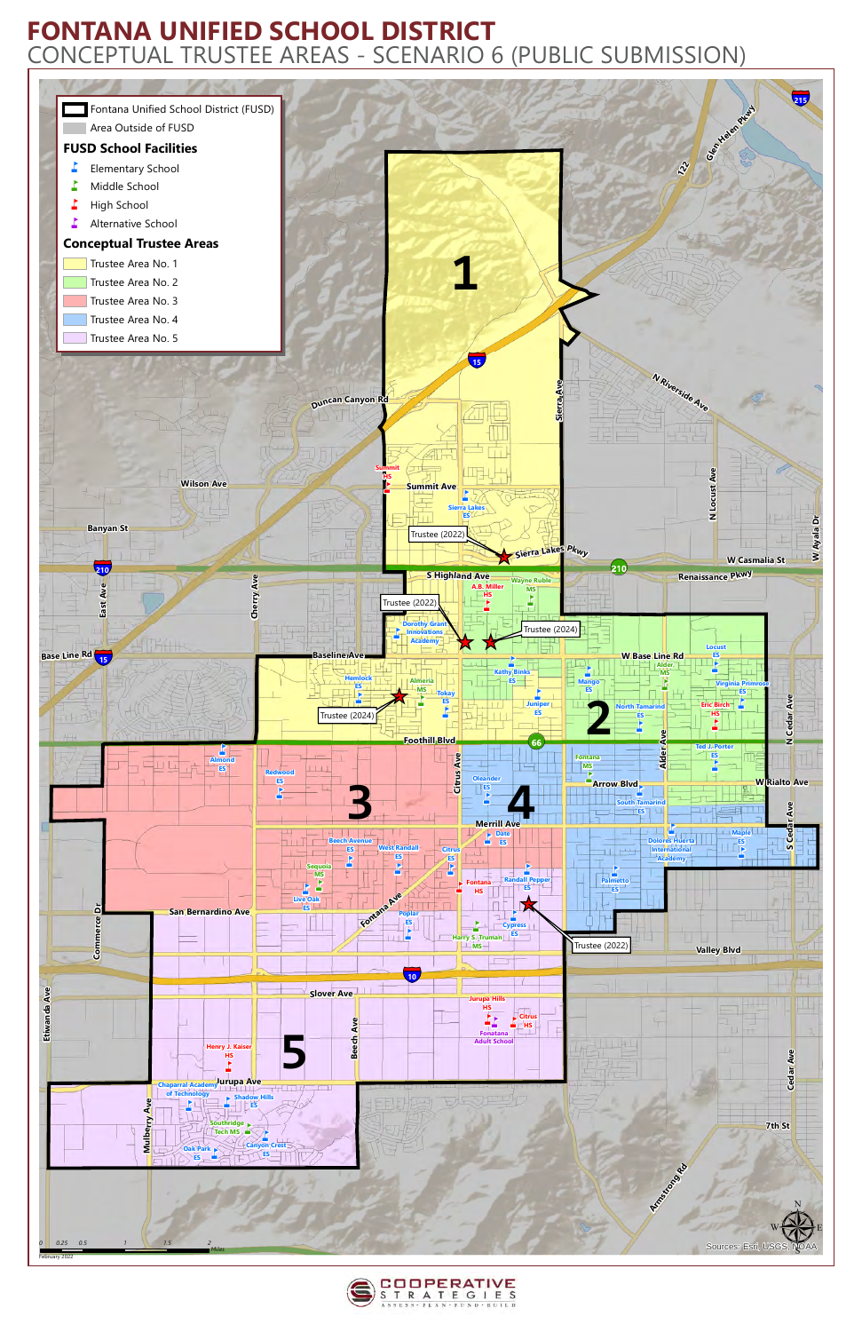# FONTANA UNIFIED SCHOOL DISTRICT

## CONCEPTUAL TRUSTEE AREAS - SCENARIO 6 (PUBLIC SUBMISSION)

**Legend**

- Fontana Unified School District (FUSD)
- Area Outside of FUSD

**FUSD School Facilities**

- Elementary School
- Middle School
- High School
- Alternative School

**Conceptual Trustee Areas**

- Trustee Area No. 1
- Trustee Area No. 2
- Trustee Area No. 3
- Trustee Area No. 4
- Trustee Area No. 5

**Trustee markers:** Trustee (2022), Trustee (2022), Trustee (2024), Trustee (2024), Trustee (2022)

**Schools:** Summit HS, Sierra Lakes ES, A.B. Miller HS, Wayne Ruble MS, Dorothy Grant Innovations Academy, Hemlock ES, Almeria MS, Tokay ES, Kathy Binks ES, Juniper ES, Mango ES, Alder MS, Locust ES, Virginia Primrose ES, North Tamarind ES, Eric Birch HS, Ted J. Porter ES, Almond ES, Redwood ES, Fontana MS, Oleander ES, South Tamarind ES, Date ES, Beech Avenue ES, West Randall ES, Citrus ES, Sequoia MS, Live Oak ES, Fontana HS, Randall Pepper ES, Dolores Huerta International Academy, Maple ES, Palmetto ES, Poplar ES, Cypress ES, Harry S. Truman MS, Jurupa Hills HS, Citrus HS, Fontana Adult School, Henry J. Kaiser HS, Chaparral Academy of Technology, Shadow Hills ES, Southridge Tech MS, Canyon Crest ES, Oak Park ES

**Streets:** Duncan Canyon Rd, Summit Ave, Sierra Ave, Sierra Lakes Pkwy, S Highland Ave, Wilson Ave, Banyan St, Base Line Rd, Baseline Ave, W Base Line Rd, Foothill Blvd, Arrow Blvd, Merrill Ave, San Bernardino Ave, Valley Blvd, Slover Ave, Jurupa Ave, Fontana Ave, Citrus Ave, Cherry Ave, East Ave, Alder Ave, Beech Ave, Mulberry Ave, Etiwanda Ave, Commerce Dr, N Locust Ave, N Riverside Ave, Glen Helen Pkwy, W Casmalia St, Renaissance Pkwy, W Rialto Ave, N Cedar Ave, S Cedar Ave, Cedar Ave, W Ayala Dr, 7th St, Armstrong Rd, 122

**Highways:** 15, 210, 66, 10, 215

0 0.25 0.5 1 1.5 2 Miles

February 2022

Sources: Esri, USGS, NOAA

COOPERATIVE STRATEGIES — ASSESS · PLAN · FUND · BUILD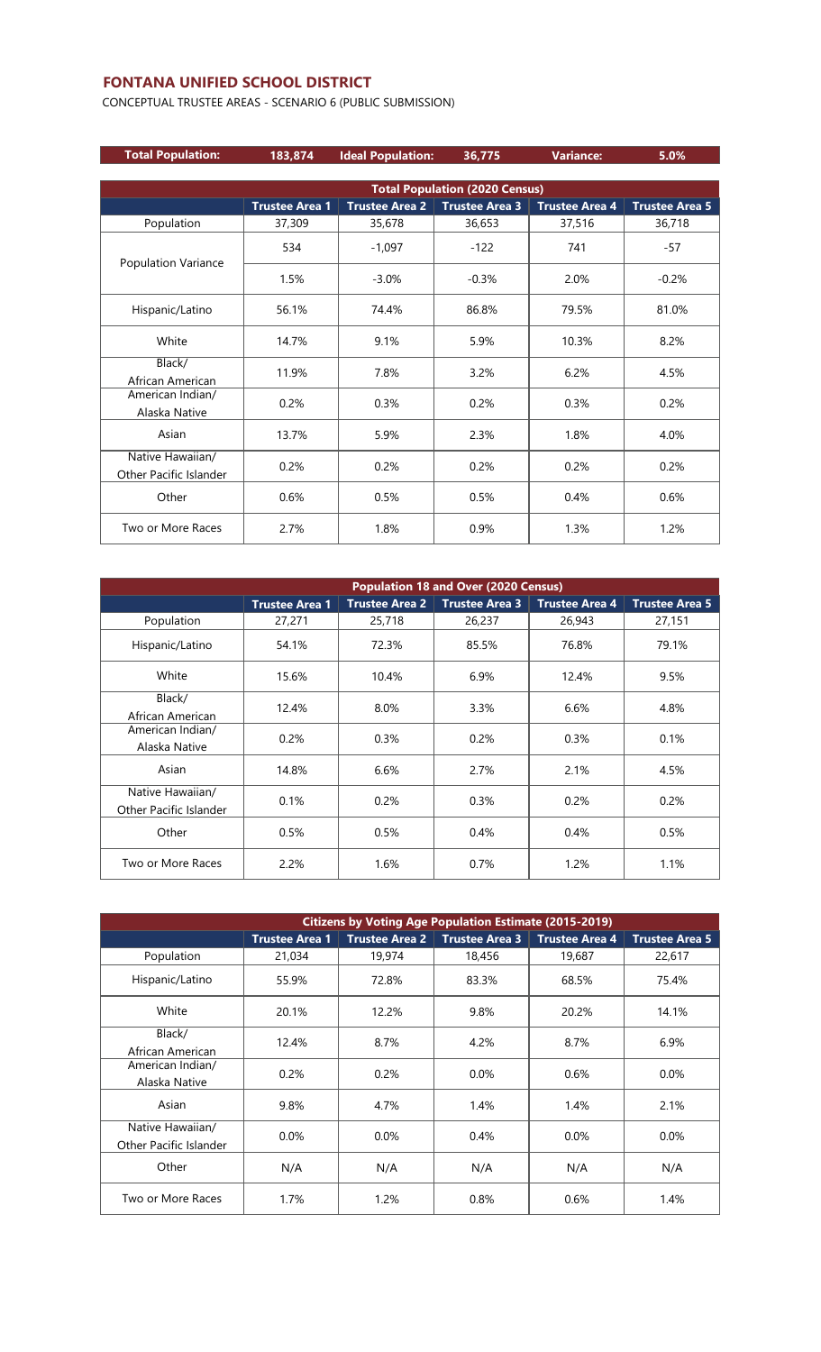**FONTANA UNIFIED SCHOOL DISTRICT**

CONCEPTUAL TRUSTEE AREAS - SCENARIO 6 (PUBLIC SUBMISSION)

| Total Population: | 183,874 | Ideal Population: | 36,775 | Variance: | 5.0% |
|---|---|---|---|---|---|

| Total Population (2020 Census) | | | | | |
|---|---|---|---|---|---|
| | Trustee Area 1 | Trustee Area 2 | Trustee Area 3 | Trustee Area 4 | Trustee Area 5 |
| Population | 37,309 | 35,678 | 36,653 | 37,516 | 36,718 |
| Population Variance | 534 | -1,097 | -122 | 741 | -57 |
| | 1.5% | -3.0% | -0.3% | 2.0% | -0.2% |
| Hispanic/Latino | 56.1% | 74.4% | 86.8% | 79.5% | 81.0% |
| White | 14.7% | 9.1% | 5.9% | 10.3% | 8.2% |
| Black/ African American | 11.9% | 7.8% | 3.2% | 6.2% | 4.5% |
| American Indian/ Alaska Native | 0.2% | 0.3% | 0.2% | 0.3% | 0.2% |
| Asian | 13.7% | 5.9% | 2.3% | 1.8% | 4.0% |
| Native Hawaiian/ Other Pacific Islander | 0.2% | 0.2% | 0.2% | 0.2% | 0.2% |
| Other | 0.6% | 0.5% | 0.5% | 0.4% | 0.6% |
| Two or More Races | 2.7% | 1.8% | 0.9% | 1.3% | 1.2% |

| Population 18 and Over (2020 Census) | | | | | |
|---|---|---|---|---|---|
| | Trustee Area 1 | Trustee Area 2 | Trustee Area 3 | Trustee Area 4 | Trustee Area 5 |
| Population | 27,271 | 25,718 | 26,237 | 26,943 | 27,151 |
| Hispanic/Latino | 54.1% | 72.3% | 85.5% | 76.8% | 79.1% |
| White | 15.6% | 10.4% | 6.9% | 12.4% | 9.5% |
| Black/ African American | 12.4% | 8.0% | 3.3% | 6.6% | 4.8% |
| American Indian/ Alaska Native | 0.2% | 0.3% | 0.2% | 0.3% | 0.1% |
| Asian | 14.8% | 6.6% | 2.7% | 2.1% | 4.5% |
| Native Hawaiian/ Other Pacific Islander | 0.1% | 0.2% | 0.3% | 0.2% | 0.2% |
| Other | 0.5% | 0.5% | 0.4% | 0.4% | 0.5% |
| Two or More Races | 2.2% | 1.6% | 0.7% | 1.2% | 1.1% |

| Citizens by Voting Age Population Estimate (2015-2019) | | | | | |
|---|---|---|---|---|---|
| | Trustee Area 1 | Trustee Area 2 | Trustee Area 3 | Trustee Area 4 | Trustee Area 5 |
| Population | 21,034 | 19,974 | 18,456 | 19,687 | 22,617 |
| Hispanic/Latino | 55.9% | 72.8% | 83.3% | 68.5% | 75.4% |
| White | 20.1% | 12.2% | 9.8% | 20.2% | 14.1% |
| Black/ African American | 12.4% | 8.7% | 4.2% | 8.7% | 6.9% |
| American Indian/ Alaska Native | 0.2% | 0.2% | 0.0% | 0.6% | 0.0% |
| Asian | 9.8% | 4.7% | 1.4% | 1.4% | 2.1% |
| Native Hawaiian/ Other Pacific Islander | 0.0% | 0.0% | 0.4% | 0.0% | 0.0% |
| Other | N/A | N/A | N/A | N/A | N/A |
| Two or More Races | 1.7% | 1.2% | 0.8% | 0.6% | 1.4% |